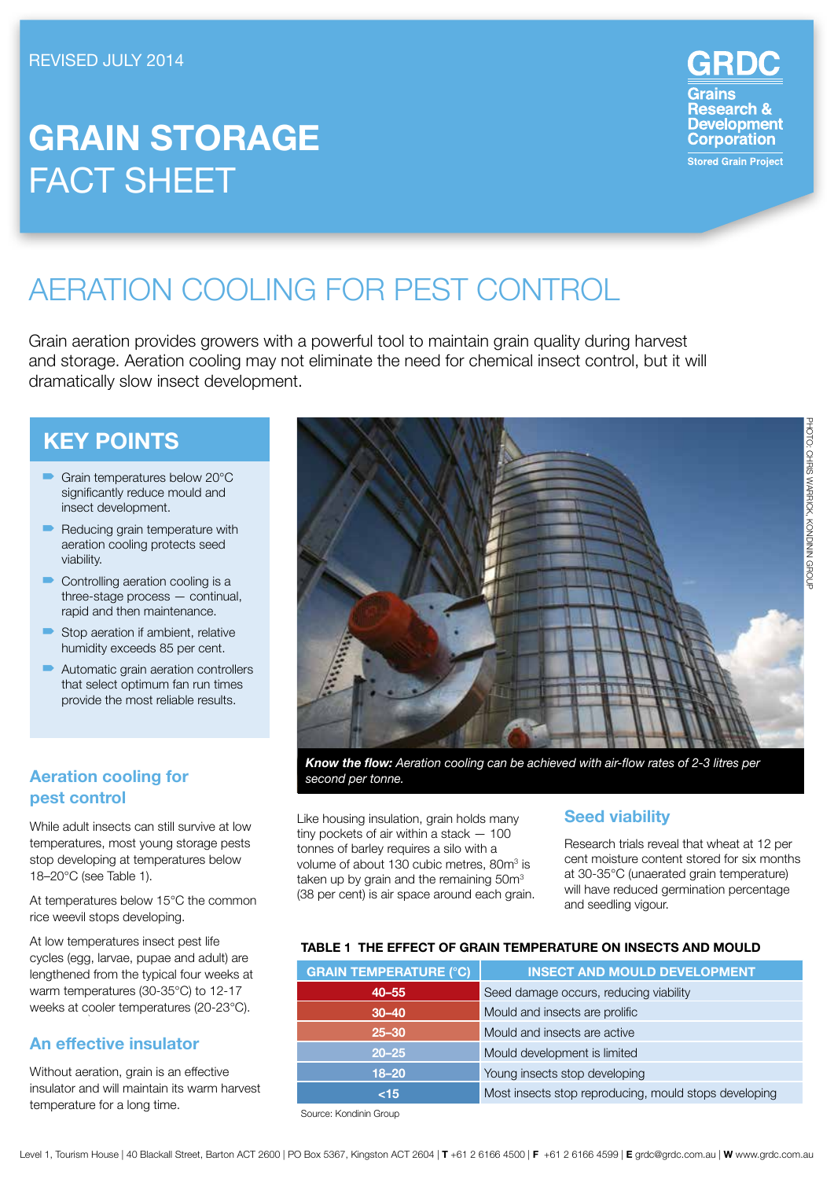REVISED JULY 2014

# GRAIN STORAGE FACT SHEET

GRDC Grains Research & Development Corporation

Stored Grain Project

# AERATION COOLING FOR PEST CONTROL

Grain aeration provides growers with a powerful tool to maintain grain quality during harvest and storage. Aeration cooling may not eliminate the need for chemical insect control, but it will dramatically slow insect development.

## KEY POINTS

- Grain temperatures below 20°C significantly reduce mould and insect development.
- Reducing grain temperature with aeration cooling protects seed viability.
- Controlling aeration cooling is a three-stage process — continual, rapid and then maintenance.
- Stop aeration if ambient, relative humidity exceeds 85 per cent.
- Automatic grain aeration controllers that select optimum fan run times provide the most reliable results.

PHOTO: CHRIS WARRICK, KONDININ GROUP

***Know the flow:*** *Aeration cooling can be achieved with air-flow rates of 2-3 litres per second per tonne.*

## Aeration cooling for pest control

While adult insects can still survive at low temperatures, most young storage pests stop developing at temperatures below 18–20°C (see Table 1).

At temperatures below 15°C the common rice weevil stops developing.

At low temperatures insect pest life cycles (egg, larvae, pupae and adult) are lengthened from the typical four weeks at warm temperatures (30-35°C) to 12-17 weeks at cooler temperatures (20-23°C).

## An effective insulator

Without aeration, grain is an effective insulator and will maintain its warm harvest temperature for a long time.

Like housing insulation, grain holds many tiny pockets of air within a stack — 100 tonnes of barley requires a silo with a volume of about 130 cubic metres, 80m$^3$ is taken up by grain and the remaining 50m$^3$ (38 per cent) is air space around each grain.

## Seed viability

Research trials reveal that wheat at 12 per cent moisture content stored for six months at 30-35°C (unaerated grain temperature) will have reduced germination percentage and seedling vigour.

**TABLE 1 THE EFFECT OF GRAIN TEMPERATURE ON INSECTS AND MOULD**

| GRAIN TEMPERATURE (°C) | INSECT AND MOULD DEVELOPMENT |
|---|---|
| 40–55 | Seed damage occurs, reducing viability |
| 30–40 | Mould and insects are prolific |
| 25–30 | Mould and insects are active |
| 20–25 | Mould development is limited |
| 18–20 | Young insects stop developing |
| <15 | Most insects stop reproducing, mould stops developing |

Source: Kondinin Group

Level 1, Tourism House | 40 Blackall Street, Barton ACT 2600 | PO Box 5367, Kingston ACT 2604 | **T** +61 2 6166 4500 | **F** +61 2 6166 4599 | **E** grdc@grdc.com.au | **W** www.grdc.com.au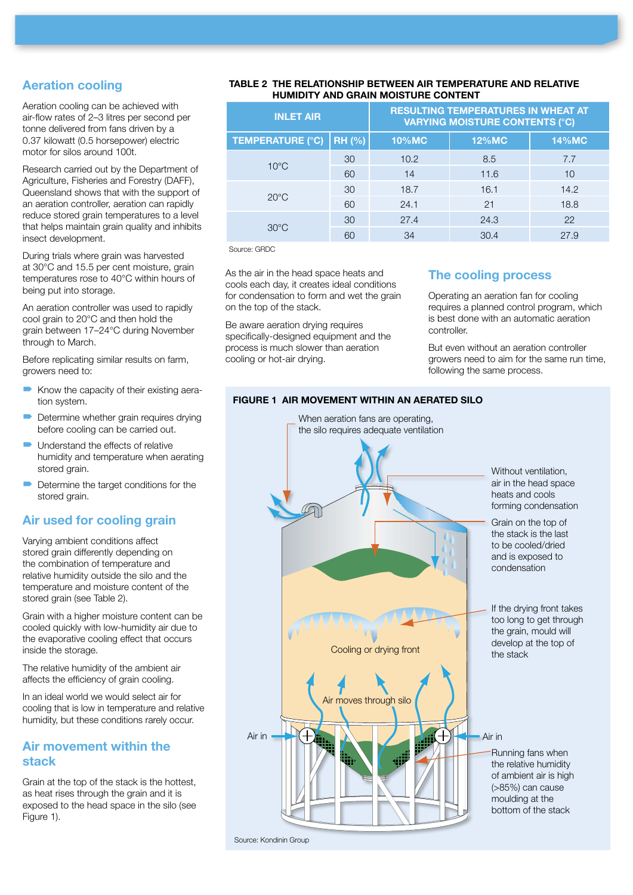## Aeration cooling

Aeration cooling can be achieved with air-flow rates of 2–3 litres per second per tonne delivered from fans driven by a 0.37 kilowatt (0.5 horsepower) electric motor for silos around 100t.

Research carried out by the Department of Agriculture, Fisheries and Forestry (DAFF), Queensland shows that with the support of an aeration controller, aeration can rapidly reduce stored grain temperatures to a level that helps maintain grain quality and inhibits insect development.

During trials where grain was harvested at 30°C and 15.5 per cent moisture, grain temperatures rose to 40°C within hours of being put into storage.

An aeration controller was used to rapidly cool grain to 20°C and then hold the grain between 17–24°C during November through to March.

Before replicating similar results on farm, growers need to:

- Know the capacity of their existing aeration system.
- Determine whether grain requires drying before cooling can be carried out.
- Understand the effects of relative humidity and temperature when aerating stored grain.
- Determine the target conditions for the stored grain.

## Air used for cooling grain

Varying ambient conditions affect stored grain differently depending on the combination of temperature and relative humidity outside the silo and the temperature and moisture content of the stored grain (see Table 2).

Grain with a higher moisture content can be cooled quickly with low-humidity air due to the evaporative cooling effect that occurs inside the storage.

The relative humidity of the ambient air affects the efficiency of grain cooling.

In an ideal world we would select air for cooling that is low in temperature and relative humidity, but these conditions rarely occur.

## Air movement within the stack

Grain at the top of the stack is the hottest, as heat rises through the grain and it is exposed to the head space in the silo (see Figure 1).

**TABLE 2 THE RELATIONSHIP BETWEEN AIR TEMPERATURE AND RELATIVE HUMIDITY AND GRAIN MOISTURE CONTENT**

| INLET AIR | | RESULTING TEMPERATURES IN WHEAT AT VARYING MOISTURE CONTENTS (°C) | | |
|---|---|---|---|---|
| TEMPERATURE (°C) | RH (%) | 10%MC | 12%MC | 14%MC |
| 10°C | 30 | 10.2 | 8.5 | 7.7 |
| | 60 | 14 | 11.6 | 10 |
| 20°C | 30 | 18.7 | 16.1 | 14.2 |
| | 60 | 24.1 | 21 | 18.8 |
| 30°C | 30 | 27.4 | 24.3 | 22 |
| | 60 | 34 | 30.4 | 27.9 |

Source: GRDC

As the air in the head space heats and cools each day, it creates ideal conditions for condensation to form and wet the grain on the top of the stack.

Be aware aeration drying requires specifically-designed equipment and the process is much slower than aeration cooling or hot-air drying.

## The cooling process

Operating an aeration fan for cooling requires a planned control program, which is best done with an automatic aeration controller.

But even without an aeration controller growers need to aim for the same run time, following the same process.

**FIGURE 1 AIR MOVEMENT WITHIN AN AERATED SILO**

When aeration fans are operating, the silo requires adequate ventilation

Without ventilation, air in the head space heats and cools forming condensation

Grain on the top of the stack is the last to be cooled/dried and is exposed to condensation

If the drying front takes too long to get through the grain, mould will develop at the top of the stack

Cooling or drying front

Air moves through silo

Air in

Air in

Running fans when the relative humidity of ambient air is high (>85%) can cause moulding at the bottom of the stack

Source: Kondinin Group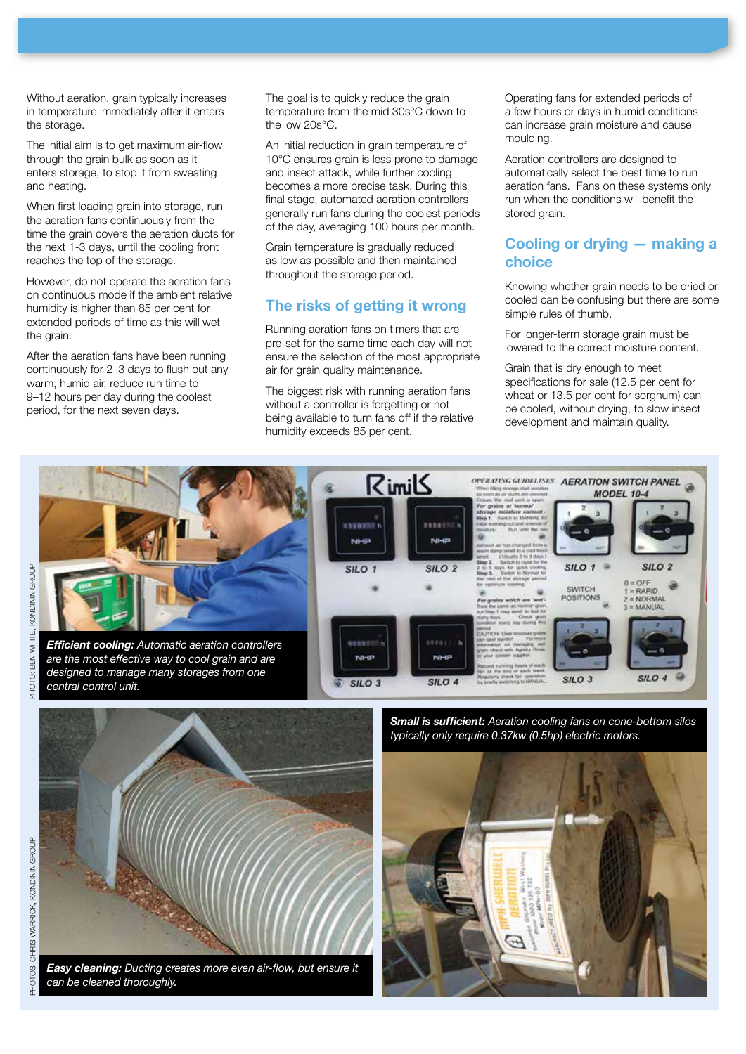Without aeration, grain typically increases in temperature immediately after it enters the storage.

The initial aim is to get maximum air-flow through the grain bulk as soon as it enters storage, to stop it from sweating and heating.

When first loading grain into storage, run the aeration fans continuously from the time the grain covers the aeration ducts for the next 1-3 days, until the cooling front reaches the top of the storage.

However, do not operate the aeration fans on continuous mode if the ambient relative humidity is higher than 85 per cent for extended periods of time as this will wet the grain.

After the aeration fans have been running continuously for 2–3 days to flush out any warm, humid air, reduce run time to 9–12 hours per day during the coolest period, for the next seven days.

The goal is to quickly reduce the grain temperature from the mid 30s°C down to the low 20s°C.

An initial reduction in grain temperature of 10°C ensures grain is less prone to damage and insect attack, while further cooling becomes a more precise task. During this final stage, automated aeration controllers generally run fans during the coolest periods of the day, averaging 100 hours per month.

Grain temperature is gradually reduced as low as possible and then maintained throughout the storage period.

## The risks of getting it wrong

Running aeration fans on timers that are pre-set for the same time each day will not ensure the selection of the most appropriate air for grain quality maintenance.

The biggest risk with running aeration fans without a controller is forgetting or not being available to turn fans off if the relative humidity exceeds 85 per cent.

Operating fans for extended periods of a few hours or days in humid conditions can increase grain moisture and cause moulding.

Aeration controllers are designed to automatically select the best time to run aeration fans. Fans on these systems only run when the conditions will benefit the stored grain.

## Cooling or drying — making a choice

Knowing whether grain needs to be dried or cooled can be confusing but there are some simple rules of thumb.

For longer-term storage grain must be lowered to the correct moisture content.

Grain that is dry enough to meet specifications for sale (12.5 per cent for wheat or 13.5 per cent for sorghum) can be cooled, without drying, to slow insect development and maintain quality.

**_Efficient cooling:_** _Automatic aeration controllers are the most effective way to cool grain and are designed to manage many storages from one central control unit._

PHOTO: BEN WHITE, KONDININ GROUP

**_Small is sufficient:_** _Aeration cooling fans on cone-bottom silos typically only require 0.37kw (0.5hp) electric motors._

**_Easy cleaning:_** _Ducting creates more even air-flow, but ensure it can be cleaned thoroughly._

PHOTOS: CHRIS WARRICK, KONDININ GROUP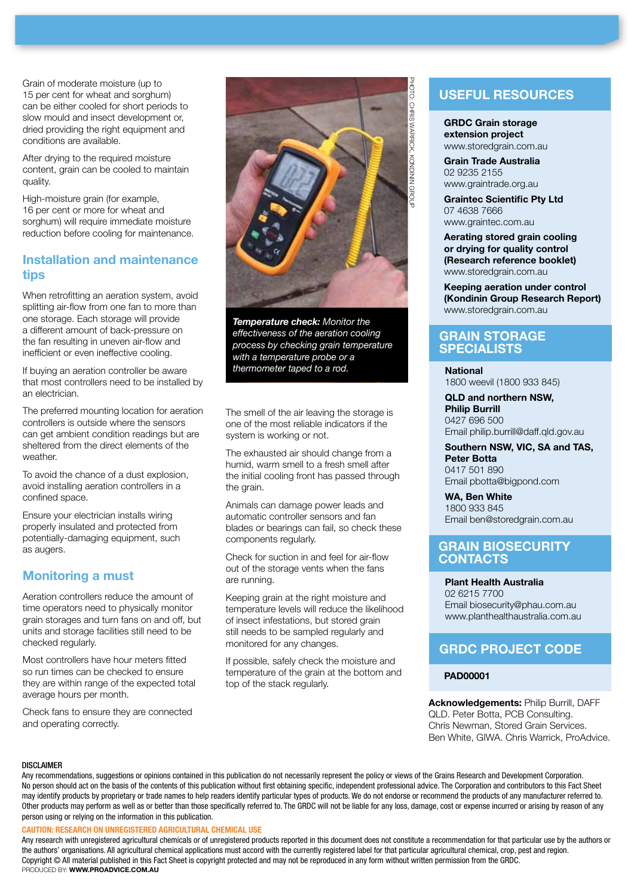Grain of moderate moisture (up to 15 per cent for wheat and sorghum) can be either cooled for short periods to slow mould and insect development or, dried providing the right equipment and conditions are available.

After drying to the required moisture content, grain can be cooled to maintain quality.

High-moisture grain (for example, 16 per cent or more for wheat and sorghum) will require immediate moisture reduction before cooling for maintenance.

## Installation and maintenance tips

When retrofitting an aeration system, avoid splitting air-flow from one fan to more than one storage. Each storage will provide a different amount of back-pressure on the fan resulting in uneven air-flow and inefficient or even ineffective cooling.

If buying an aeration controller be aware that most controllers need to be installed by an electrician.

The preferred mounting location for aeration controllers is outside where the sensors can get ambient condition readings but are sheltered from the direct elements of the weather.

To avoid the chance of a dust explosion, avoid installing aeration controllers in a confined space.

Ensure your electrician installs wiring properly insulated and protected from potentially-damaging equipment, such as augers.

## Monitoring a must

Aeration controllers reduce the amount of time operators need to physically monitor grain storages and turn fans on and off, but units and storage facilities still need to be checked regularly.

Most controllers have hour meters fitted so run times can be checked to ensure they are within range of the expected total average hours per month.

Check fans to ensure they are connected and operating correctly.

PHOTO: CHRIS WARRICK, KONDININ GROUP

***Temperature check:*** *Monitor the effectiveness of the aeration cooling process by checking grain temperature with a temperature probe or a thermometer taped to a rod.*

The smell of the air leaving the storage is one of the most reliable indicators if the system is working or not.

The exhausted air should change from a humid, warm smell to a fresh smell after the initial cooling front has passed through the grain.

Animals can damage power leads and automatic controller sensors and fan blades or bearings can fail, so check these components regularly.

Check for suction in and feel for air-flow out of the storage vents when the fans are running.

Keeping grain at the right moisture and temperature levels will reduce the likelihood of insect infestations, but stored grain still needs to be sampled regularly and monitored for any changes.

If possible, safely check the moisture and temperature of the grain at the bottom and top of the stack regularly.

## USEFUL RESOURCES

**GRDC Grain storage extension project**
www.storedgrain.com.au

**Grain Trade Australia**
02 9235 2155
www.graintrade.org.au

**Graintec Scientific Pty Ltd**
07 4638 7666
www.graintec.com.au

**Aerating stored grain cooling or drying for quality control (Research reference booklet)**
www.storedgrain.com.au

**Keeping aeration under control (Kondinin Group Research Report)**
www.storedgrain.com.au

## GRAIN STORAGE SPECIALISTS

**National**
1800 weevil (1800 933 845)

**QLD and northern NSW, Philip Burrill**
0427 696 500
Email philip.burrill@daff.qld.gov.au

**Southern NSW, VIC, SA and TAS, Peter Botta**
0417 501 890
Email pbotta@bigpond.com

**WA, Ben White**
1800 933 845
Email ben@storedgrain.com.au

## GRAIN BIOSECURITY CONTACTS

**Plant Health Australia**
02 6215 7700
Email biosecurity@phau.com.au
www.planthealthaustralia.com.au

## GRDC PROJECT CODE

**PAD00001**

**Acknowledgements:** Philip Burrill, DAFF QLD. Peter Botta, PCB Consulting. Chris Newman, Stored Grain Services. Ben White, GIWA. Chris Warrick, ProAdvice.

**DISCLAIMER**

Any recommendations, suggestions or opinions contained in this publication do not necessarily represent the policy or views of the Grains Research and Development Corporation. No person should act on the basis of the contents of this publication without first obtaining specific, independent professional advice. The Corporation and contributors to this Fact Sheet may identify products by proprietary or trade names to help readers identify particular types of products. We do not endorse or recommend the products of any manufacturer referred to. Other products may perform as well as or better than those specifically referred to. The GRDC will not be liable for any loss, damage, cost or expense incurred or arising by reason of any person using or relying on the information in this publication.

**CAUTION: RESEARCH ON UNREGISTERED AGRICULTURAL CHEMICAL USE**

Any research with unregistered agricultural chemicals or of unregistered products reported in this document does not constitute a recommendation for that particular use by the authors or the authors' organisations. All agricultural chemical applications must accord with the currently registered label for that particular agricultural chemical, crop, pest and region.

Copyright © All material published in this Fact Sheet is copyright protected and may not be reproduced in any form without written permission from the GRDC.

PRODUCED BY: **WWW.PROADVICE.COM.AU**